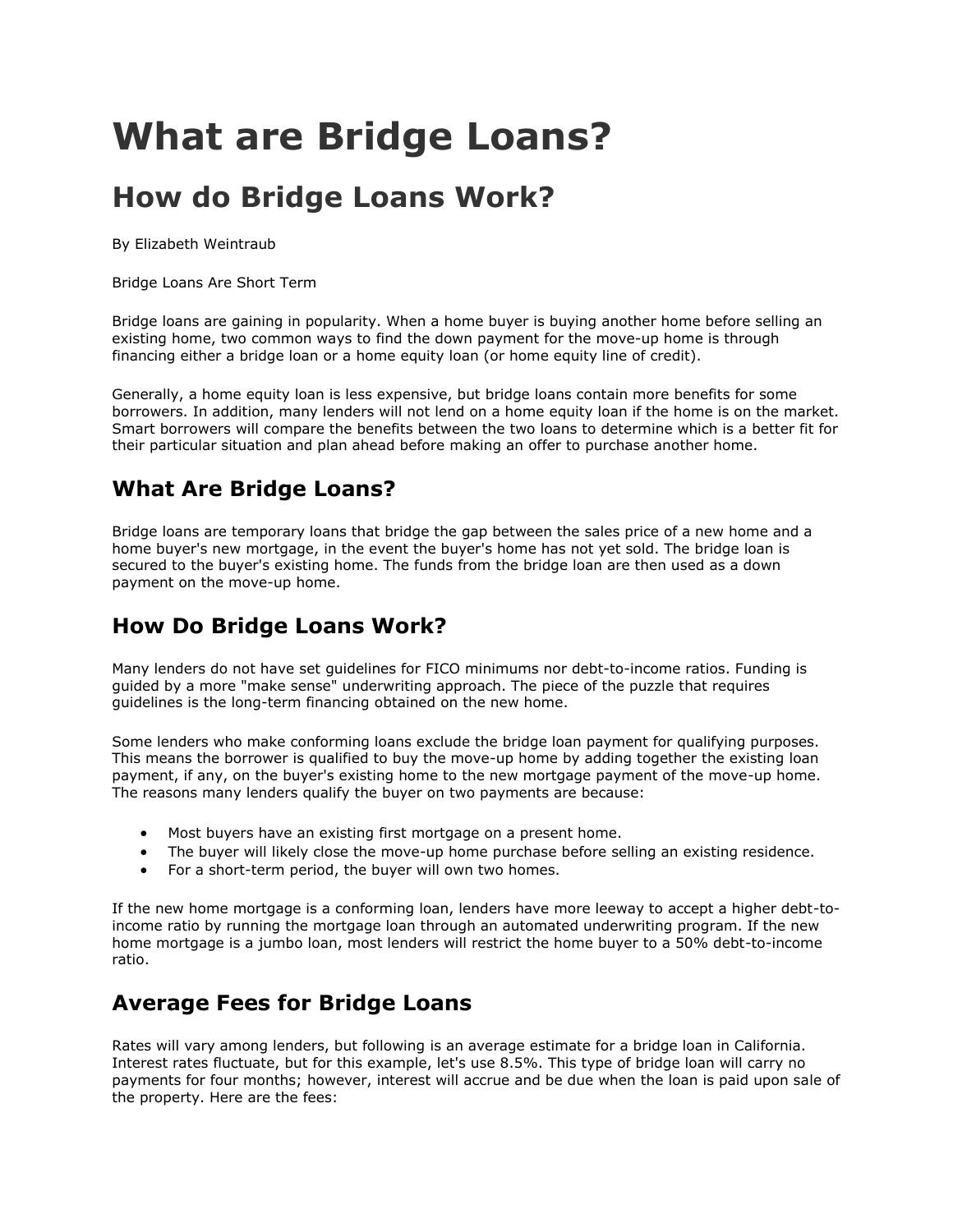# What are Bridge Loans?

## How do Bridge Loans Work?

By Elizabeth Weintraub

Bridge Loans Are Short Term

Bridge loans are gaining in popularity. When a home buyer is buying another home before selling an existing home, two common ways to find the down payment for the move-up home is through financing either a bridge loan or a home equity loan (or home equity line of credit).

Generally, a home equity loan is less expensive, but bridge loans contain more benefits for some borrowers. In addition, many lenders will not lend on a home equity loan if the home is on the market. Smart borrowers will compare the benefits between the two loans to determine which is a better fit for their particular situation and plan ahead before making an offer to purchase another home.

### What Are Bridge Loans?

Bridge loans are temporary loans that bridge the gap between the sales price of a new home and a home buyer's new mortgage, in the event the buyer's home has not yet sold. The bridge loan is secured to the buyer's existing home. The funds from the bridge loan are then used as a down payment on the move-up home.

### How Do Bridge Loans Work?

Many lenders do not have set guidelines for FICO minimums nor debt-to-income ratios. Funding is guided by a more "make sense" underwriting approach. The piece of the puzzle that requires guidelines is the long-term financing obtained on the new home.

Some lenders who make conforming loans exclude the bridge loan payment for qualifying purposes. This means the borrower is qualified to buy the move-up home by adding together the existing loan payment, if any, on the buyer's existing home to the new mortgage payment of the move-up home. The reasons many lenders qualify the buyer on two payments are because:

- Most buyers have an existing first mortgage on a present home.
- The buyer will likely close the move-up home purchase before selling an existing residence.
- For a short-term period, the buyer will own two homes.

If the new home mortgage is a conforming loan, lenders have more leeway to accept a higher debt-to-income ratio by running the mortgage loan through an automated underwriting program. If the new home mortgage is a jumbo loan, most lenders will restrict the home buyer to a 50% debt-to-income ratio.

### Average Fees for Bridge Loans

Rates will vary among lenders, but following is an average estimate for a bridge loan in California. Interest rates fluctuate, but for this example, let's use 8.5%. This type of bridge loan will carry no payments for four months; however, interest will accrue and be due when the loan is paid upon sale of the property. Here are the fees: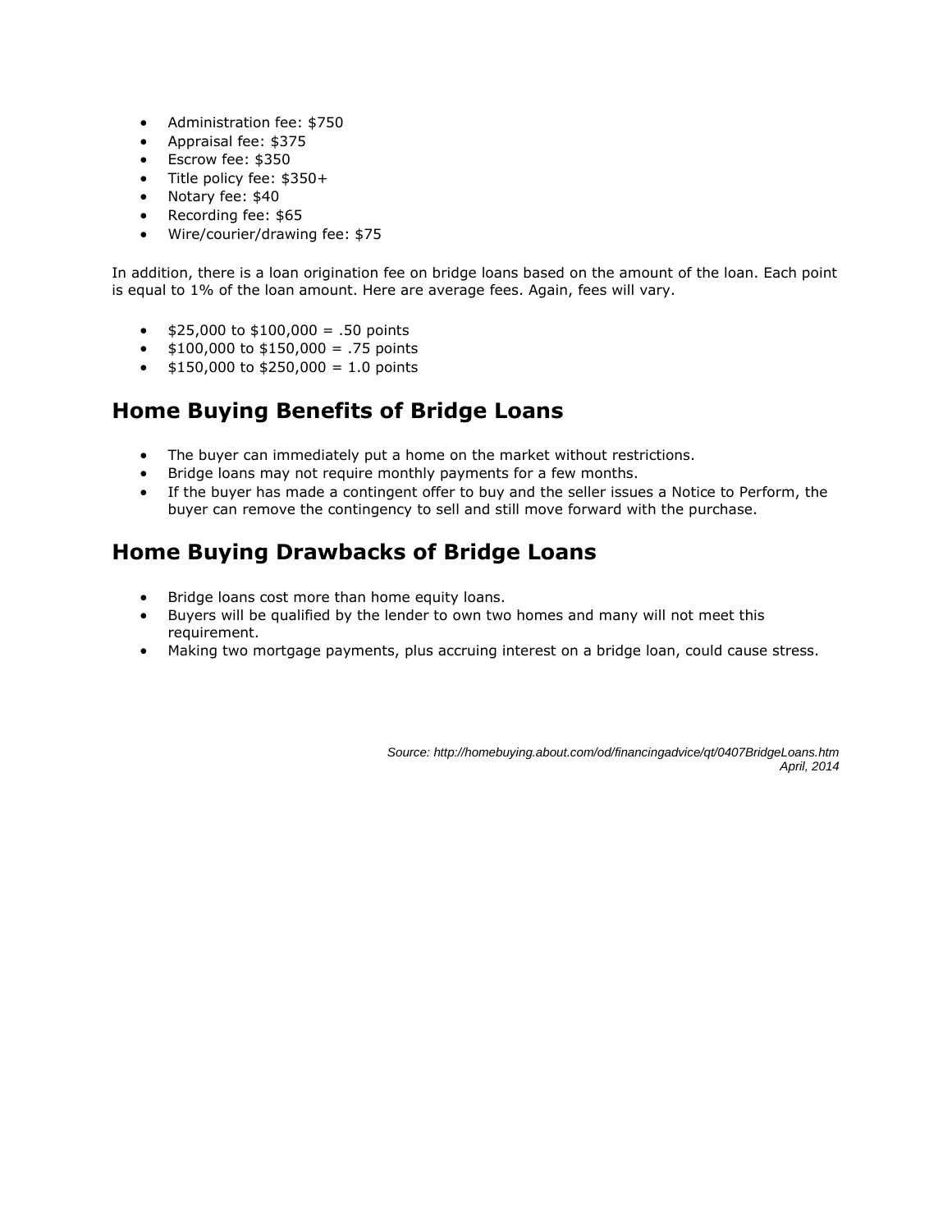- Administration fee: $750
- Appraisal fee: $375
- Escrow fee: $350
- Title policy fee: $350+
- Notary fee: $40
- Recording fee: $65
- Wire/courier/drawing fee: $75

In addition, there is a loan origination fee on bridge loans based on the amount of the loan. Each point is equal to 1% of the loan amount. Here are average fees. Again, fees will vary.

- $25,000 to $100,000 = .50 points
- $100,000 to $150,000 = .75 points
- $150,000 to $250,000 = 1.0 points

## Home Buying Benefits of Bridge Loans

- The buyer can immediately put a home on the market without restrictions.
- Bridge loans may not require monthly payments for a few months.
- If the buyer has made a contingent offer to buy and the seller issues a Notice to Perform, the buyer can remove the contingency to sell and still move forward with the purchase.

## Home Buying Drawbacks of Bridge Loans

- Bridge loans cost more than home equity loans.
- Buyers will be qualified by the lender to own two homes and many will not meet this requirement.
- Making two mortgage payments, plus accruing interest on a bridge loan, could cause stress.

*Source: http://homebuying.about.com/od/financingadvice/qt/0407BridgeLoans.htm*
*April, 2014*